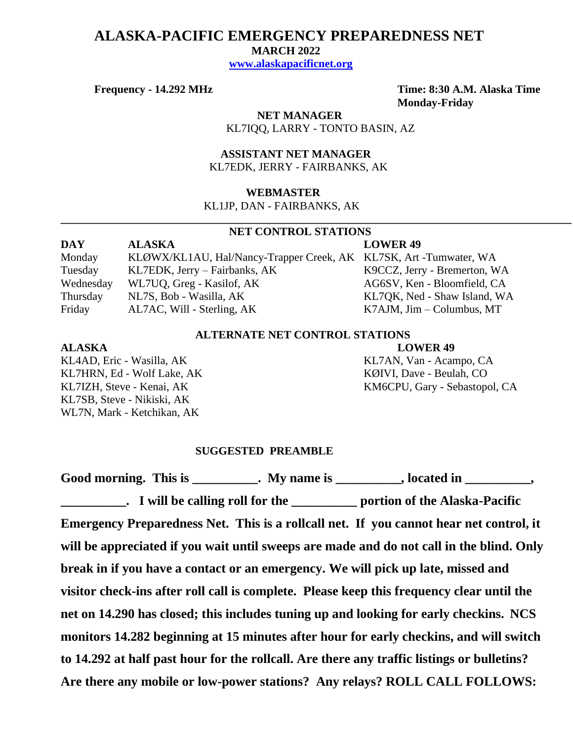# ALASKA-PACIFIC EMERGENCY PREPAREDNESS NET

**MARCH 2022**

**[www.alaskapacificnet.org](http://www.alaskapacificnet.org)**

**Frequency - 14.292 MHz**

**Time: 8:30 A.M. Alaska Time**
**Monday-Friday**

**NET MANAGER**
KL7IQQ, LARRY - TONTO BASIN, AZ

**ASSISTANT NET MANAGER**
KL7EDK, JERRY - FAIRBANKS, AK

**WEBMASTER**
KL1JP, DAN - FAIRBANKS, AK

---

## NET CONTROL STATIONS

| DAY | ALASKA | LOWER 49 |
|---|---|---|
| Monday | KLØWX/KL1AU, Hal/Nancy-Trapper Creek, AK | KL7SK, Art -Tumwater, WA |
| Tuesday | KL7EDK, Jerry – Fairbanks, AK | K9CCZ, Jerry - Bremerton, WA |
| Wednesday | WL7UQ, Greg - Kasilof, AK | AG6SV, Ken - Bloomfield, CA |
| Thursday | NL7S, Bob - Wasilla, AK | KL7QK, Ned - Shaw Island, WA |
| Friday | AL7AC, Will - Sterling, AK | K7AJM, Jim – Columbus, MT |

## ALTERNATE NET CONTROL STATIONS

| ALASKA | LOWER 49 |
|---|---|
| KL4AD, Eric - Wasilla, AK | KL7AN, Van - Acampo, CA |
| KL7HRN, Ed - Wolf Lake, AK | KØIVI, Dave - Beulah, CO |
| KL7IZH, Steve - Kenai, AK | KM6CPU, Gary - Sebastopol, CA |
| KL7SB, Steve - Nikiski, AK | |
| WL7N, Mark - Ketchikan, AK | |

## SUGGESTED PREAMBLE

**Good morning. This is __________. My name is __________, located in __________, __________. I will be calling roll for the __________ portion of the Alaska-Pacific Emergency Preparedness Net. This is a rollcall net. If you cannot hear net control, it will be appreciated if you wait until sweeps are made and do not call in the blind. Only break in if you have a contact or an emergency. We will pick up late, missed and visitor check-ins after roll call is complete. Please keep this frequency clear until the net on 14.290 has closed; this includes tuning up and looking for early checkins. NCS monitors 14.282 beginning at 15 minutes after hour for early checkins, and will switch to 14.292 at half past hour for the rollcall. Are there any traffic listings or bulletins? Are there any mobile or low-power stations? Any relays? ROLL CALL FOLLOWS:**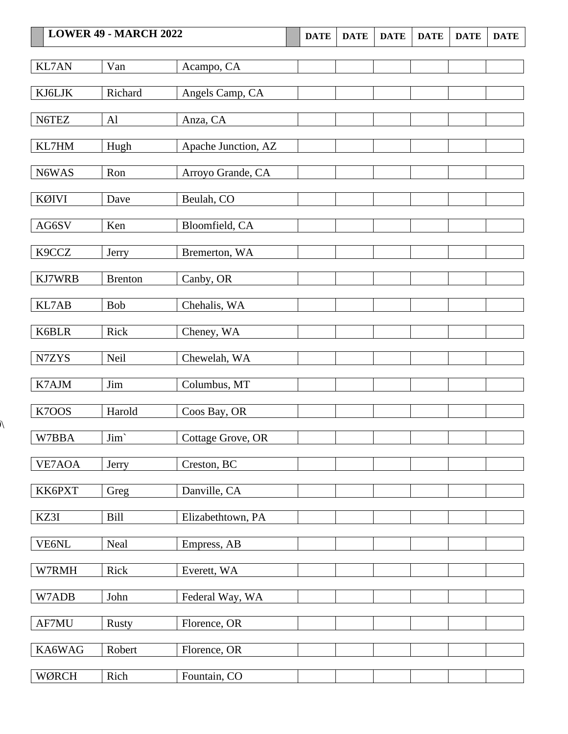| LOWER 49 - MARCH 2022 | | | DATE | DATE | DATE | DATE | DATE | DATE |
|---|---|---|---|---|---|---|---|---|
| KL7AN | Van | Acampo, CA | | | | | | |
| KJ6LJK | Richard | Angels Camp, CA | | | | | | |
| N6TEZ | Al | Anza, CA | | | | | | |
| KL7HM | Hugh | Apache Junction, AZ | | | | | | |
| N6WAS | Ron | Arroyo Grande, CA | | | | | | |
| KØIVI | Dave | Beulah, CO | | | | | | |
| AG6SV | Ken | Bloomfield, CA | | | | | | |
| K9CCZ | Jerry | Bremerton, WA | | | | | | |
| KJ7WRB | Brenton | Canby, OR | | | | | | |
| KL7AB | Bob | Chehalis, WA | | | | | | |
| K6BLR | Rick | Cheney, WA | | | | | | |
| N7ZYS | Neil | Chewelah, WA | | | | | | |
| K7AJM | Jim | Columbus, MT | | | | | | |
| K7OOS | Harold | Coos Bay, OR | | | | | | |
| W7BBA | Jim` | Cottage Grove, OR | | | | | | |
| VE7AOA | Jerry | Creston, BC | | | | | | |
| KK6PXT | Greg | Danville, CA | | | | | | |
| KZ3I | Bill | Elizabethtown, PA | | | | | | |
| VE6NL | Neal | Empress, AB | | | | | | |
| W7RMH | Rick | Everett, WA | | | | | | |
| W7ADB | John | Federal Way, WA | | | | | | |
| AF7MU | Rusty | Florence, OR | | | | | | |
| KA6WAG | Robert | Florence, OR | | | | | | |
| WØRCH | Rich | Fountain, CO | | | | | | |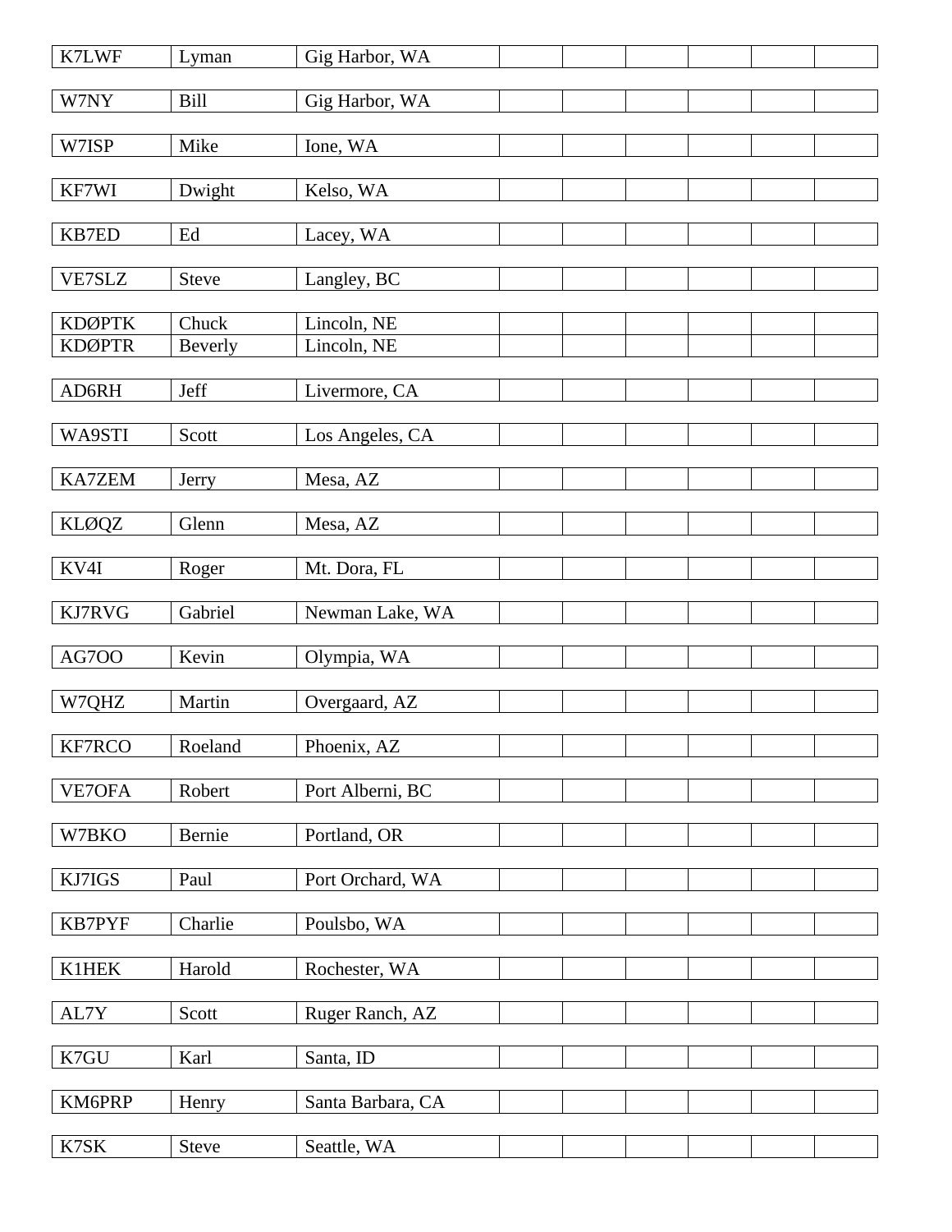| K7LWF | Lyman | Gig Harbor, WA | | | | | | |
|---|---|---|---|---|---|---|---|---|
| W7NY | Bill | Gig Harbor, WA | | | | | | |
| W7ISP | Mike | Ione, WA | | | | | | |
| KF7WI | Dwight | Kelso, WA | | | | | | |
| KB7ED | Ed | Lacey, WA | | | | | | |
| VE7SLZ | Steve | Langley, BC | | | | | | |
| KDØPTK | Chuck | Lincoln, NE | | | | | | |
| KDØPTR | Beverly | Lincoln, NE | | | | | | |
| AD6RH | Jeff | Livermore, CA | | | | | | |
| WA9STI | Scott | Los Angeles, CA | | | | | | |
| KA7ZEM | Jerry | Mesa, AZ | | | | | | |
| KLØQZ | Glenn | Mesa, AZ | | | | | | |
| KV4I | Roger | Mt. Dora, FL | | | | | | |
| KJ7RVG | Gabriel | Newman Lake, WA | | | | | | |
| AG7OO | Kevin | Olympia, WA | | | | | | |
| W7QHZ | Martin | Overgaard, AZ | | | | | | |
| KF7RCO | Roeland | Phoenix, AZ | | | | | | |
| VE7OFA | Robert | Port Alberni, BC | | | | | | |
| W7BKO | Bernie | Portland, OR | | | | | | |
| KJ7IGS | Paul | Port Orchard, WA | | | | | | |
| KB7PYF | Charlie | Poulsbo, WA | | | | | | |
| K1HEK | Harold | Rochester, WA | | | | | | |
| AL7Y | Scott | Ruger Ranch, AZ | | | | | | |
| K7GU | Karl | Santa, ID | | | | | | |
| KM6PRP | Henry | Santa Barbara, CA | | | | | | |
| K7SK | Steve | Seattle, WA | | | | | | |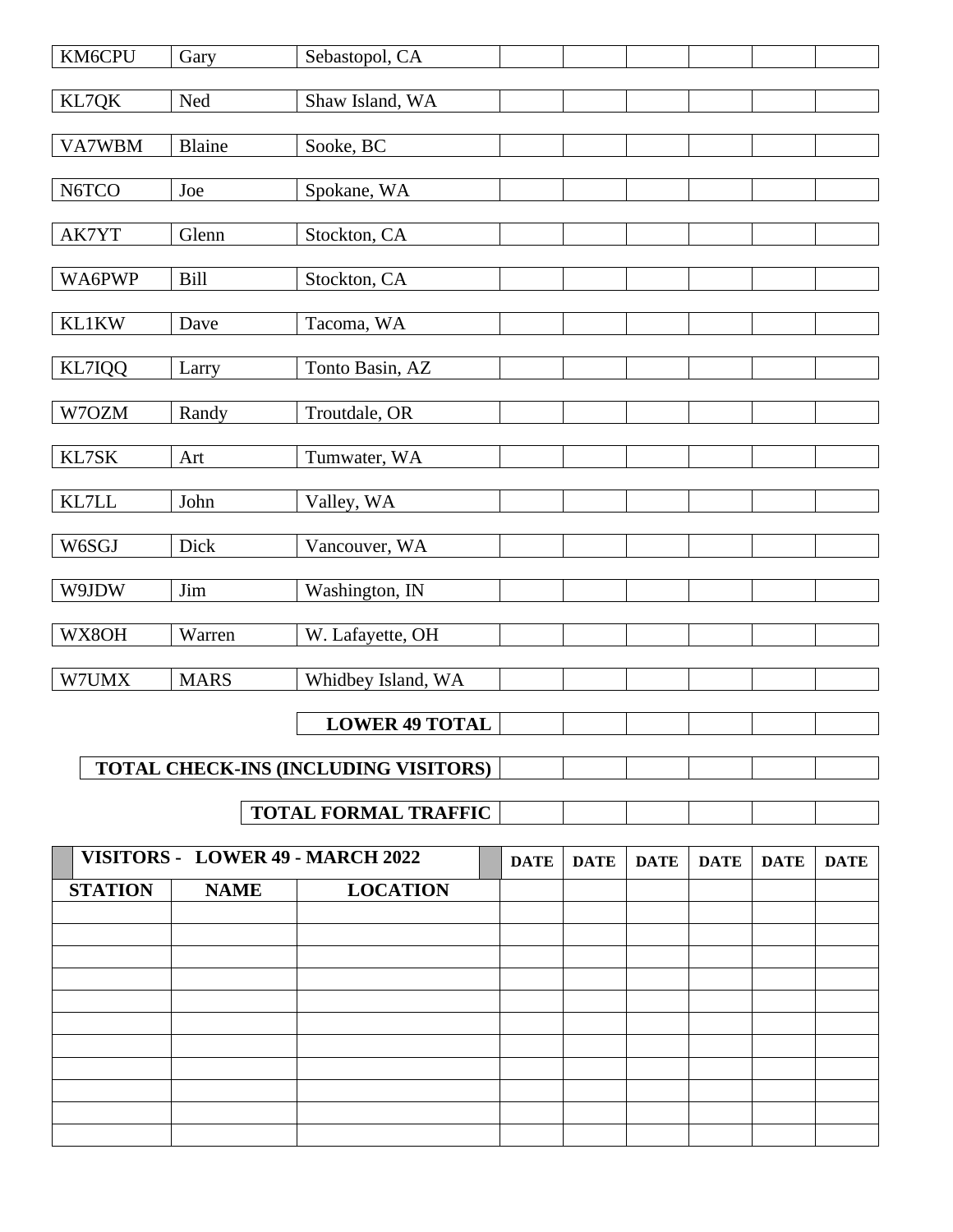| | | | | | | | | |
|---|---|---|---|---|---|---|---|---|
| KM6CPU | Gary | Sebastopol, CA | | | | | | |
| KL7QK | Ned | Shaw Island, WA | | | | | | |
| VA7WBM | Blaine | Sooke, BC | | | | | | |
| N6TCO | Joe | Spokane, WA | | | | | | |
| AK7YT | Glenn | Stockton, CA | | | | | | |
| WA6PWP | Bill | Stockton, CA | | | | | | |
| KL1KW | Dave | Tacoma, WA | | | | | | |
| KL7IQQ | Larry | Tonto Basin, AZ | | | | | | |
| W7OZM | Randy | Troutdale, OR | | | | | | |
| KL7SK | Art | Tumwater, WA | | | | | | |
| KL7LL | John | Valley, WA | | | | | | |
| W6SGJ | Dick | Vancouver, WA | | | | | | |
| W9JDW | Jim | Washington, IN | | | | | | |
| WX8OH | Warren | W. Lafayette, OH | | | | | | |
| W7UMX | MARS | Whidbey Island, WA | | | | | | |
| | | **LOWER 49 TOTAL** | | | | | | |
| | | **TOTAL CHECK-INS (INCLUDING VISITORS)** | | | | | | |
| | | **TOTAL FORMAL TRAFFIC** | | | | | | |

| **VISITORS - LOWER 49 - MARCH 2022** | | | **DATE** | **DATE** | **DATE** | **DATE** | **DATE** | **DATE** |
|---|---|---|---|---|---|---|---|---|
| **STATION** | **NAME** | **LOCATION** | | | | | | |
| | | | | | | | | |
| | | | | | | | | |
| | | | | | | | | |
| | | | | | | | | |
| | | | | | | | | |
| | | | | | | | | |
| | | | | | | | | |
| | | | | | | | | |
| | | | | | | | | |
| | | | | | | | | |
| | | | | | | | | |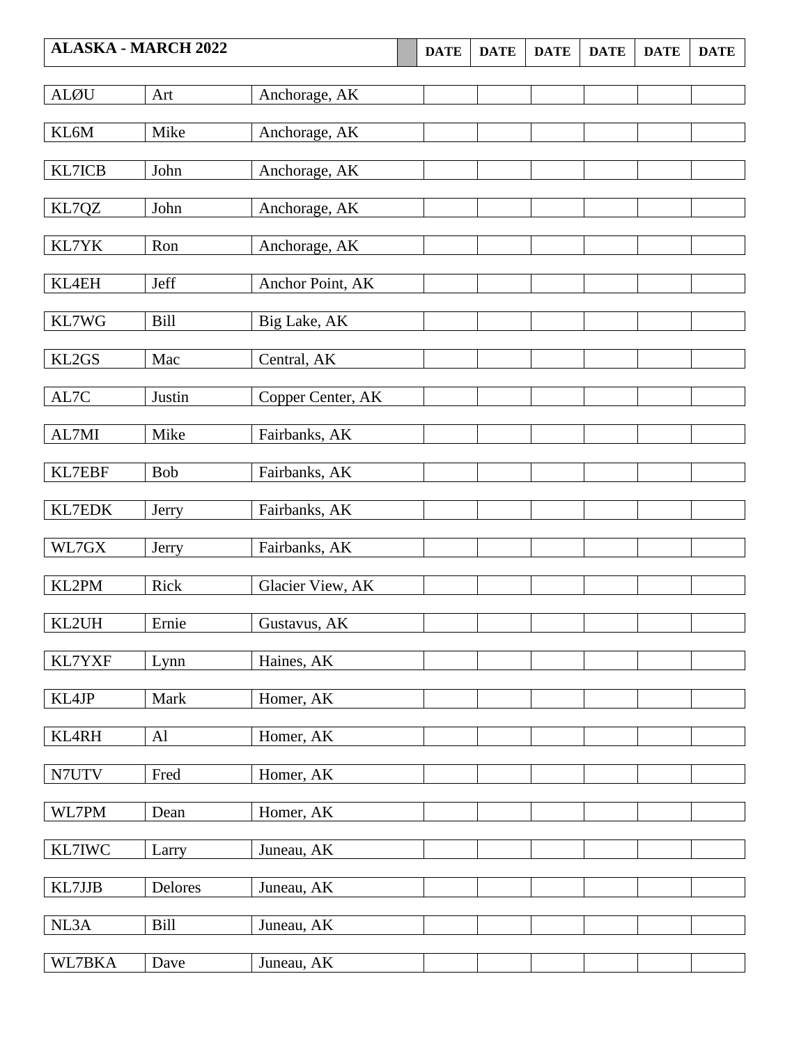| ALASKA - MARCH 2022 | | | DATE | DATE | DATE | DATE | DATE | DATE |
|---|---|---|---|---|---|---|---|---|
| ALØU | Art | Anchorage, AK | | | | | | |
| KL6M | Mike | Anchorage, AK | | | | | | |
| KL7ICB | John | Anchorage, AK | | | | | | |
| KL7QZ | John | Anchorage, AK | | | | | | |
| KL7YK | Ron | Anchorage, AK | | | | | | |
| KL4EH | Jeff | Anchor Point, AK | | | | | | |
| KL7WG | Bill | Big Lake, AK | | | | | | |
| KL2GS | Mac | Central, AK | | | | | | |
| AL7C | Justin | Copper Center, AK | | | | | | |
| AL7MI | Mike | Fairbanks, AK | | | | | | |
| KL7EBF | Bob | Fairbanks, AK | | | | | | |
| KL7EDK | Jerry | Fairbanks, AK | | | | | | |
| WL7GX | Jerry | Fairbanks, AK | | | | | | |
| KL2PM | Rick | Glacier View, AK | | | | | | |
| KL2UH | Ernie | Gustavus, AK | | | | | | |
| KL7YXF | Lynn | Haines, AK | | | | | | |
| KL4JP | Mark | Homer, AK | | | | | | |
| KL4RH | Al | Homer, AK | | | | | | |
| N7UTV | Fred | Homer, AK | | | | | | |
| WL7PM | Dean | Homer, AK | | | | | | |
| KL7IWC | Larry | Juneau, AK | | | | | | |
| KL7JJB | Delores | Juneau, AK | | | | | | |
| NL3A | Bill | Juneau, AK | | | | | | |
| WL7BKA | Dave | Juneau, AK | | | | | | |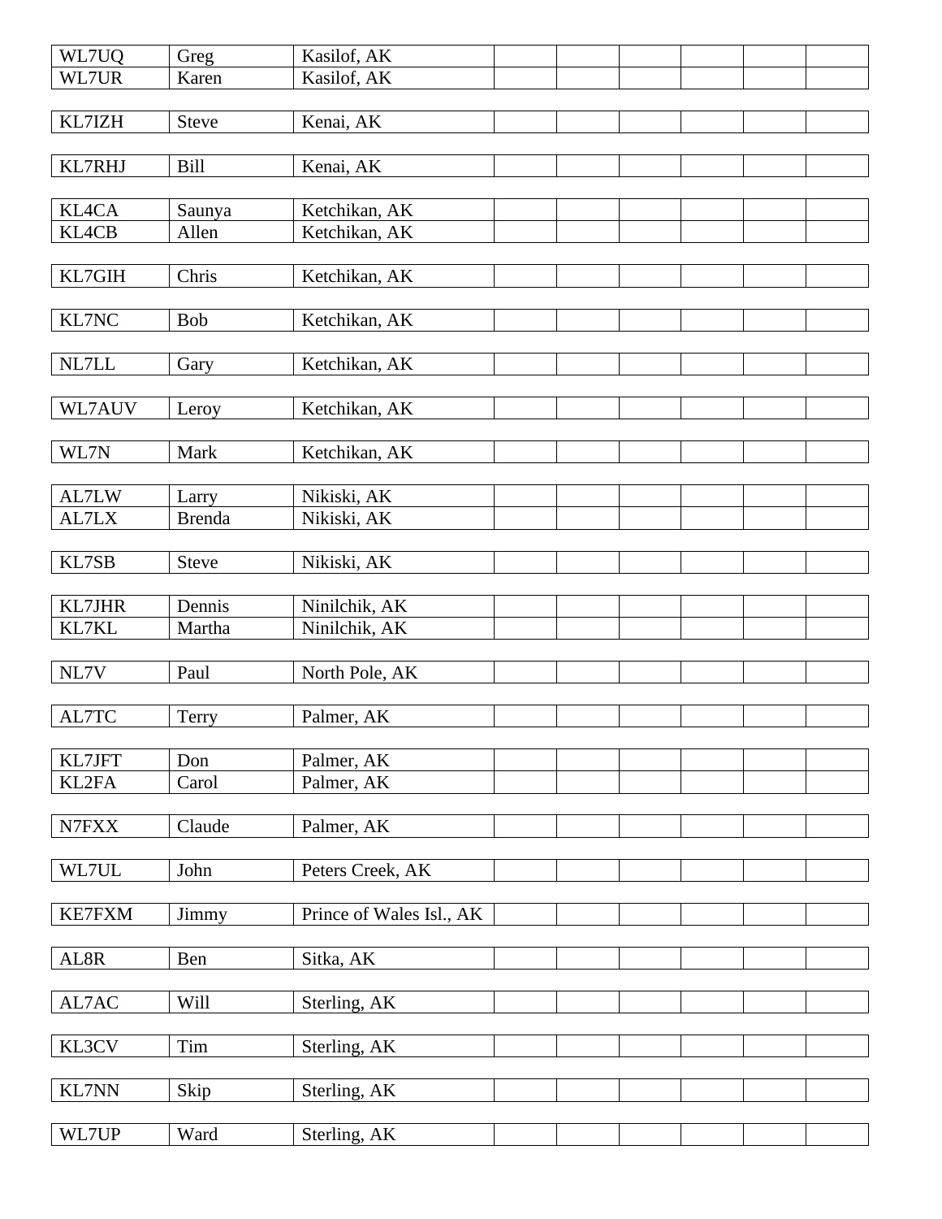| | | | | | | | | |
|---|---|---|---|---|---|---|---|---|
| WL7UQ | Greg | Kasilof, AK | | | | | | |
| WL7UR | Karen | Kasilof, AK | | | | | | |
| KL7IZH | Steve | Kenai, AK | | | | | | |
| KL7RHJ | Bill | Kenai, AK | | | | | | |
| KL4CA | Saunya | Ketchikan, AK | | | | | | |
| KL4CB | Allen | Ketchikan, AK | | | | | | |
| KL7GIH | Chris | Ketchikan, AK | | | | | | |
| KL7NC | Bob | Ketchikan, AK | | | | | | |
| NL7LL | Gary | Ketchikan, AK | | | | | | |
| WL7AUV | Leroy | Ketchikan, AK | | | | | | |
| WL7N | Mark | Ketchikan, AK | | | | | | |
| AL7LW | Larry | Nikiski, AK | | | | | | |
| AL7LX | Brenda | Nikiski, AK | | | | | | |
| KL7SB | Steve | Nikiski, AK | | | | | | |
| KL7JHR | Dennis | Ninilchik, AK | | | | | | |
| KL7KL | Martha | Ninilchik, AK | | | | | | |
| NL7V | Paul | North Pole, AK | | | | | | |
| AL7TC | Terry | Palmer, AK | | | | | | |
| KL7JFT | Don | Palmer, AK | | | | | | |
| KL2FA | Carol | Palmer, AK | | | | | | |
| N7FXX | Claude | Palmer, AK | | | | | | |
| WL7UL | John | Peters Creek, AK | | | | | | |
| KE7FXM | Jimmy | Prince of Wales Isl., AK | | | | | | |
| AL8R | Ben | Sitka, AK | | | | | | |
| AL7AC | Will | Sterling, AK | | | | | | |
| KL3CV | Tim | Sterling, AK | | | | | | |
| KL7NN | Skip | Sterling, AK | | | | | | |
| WL7UP | Ward | Sterling, AK | | | | | | |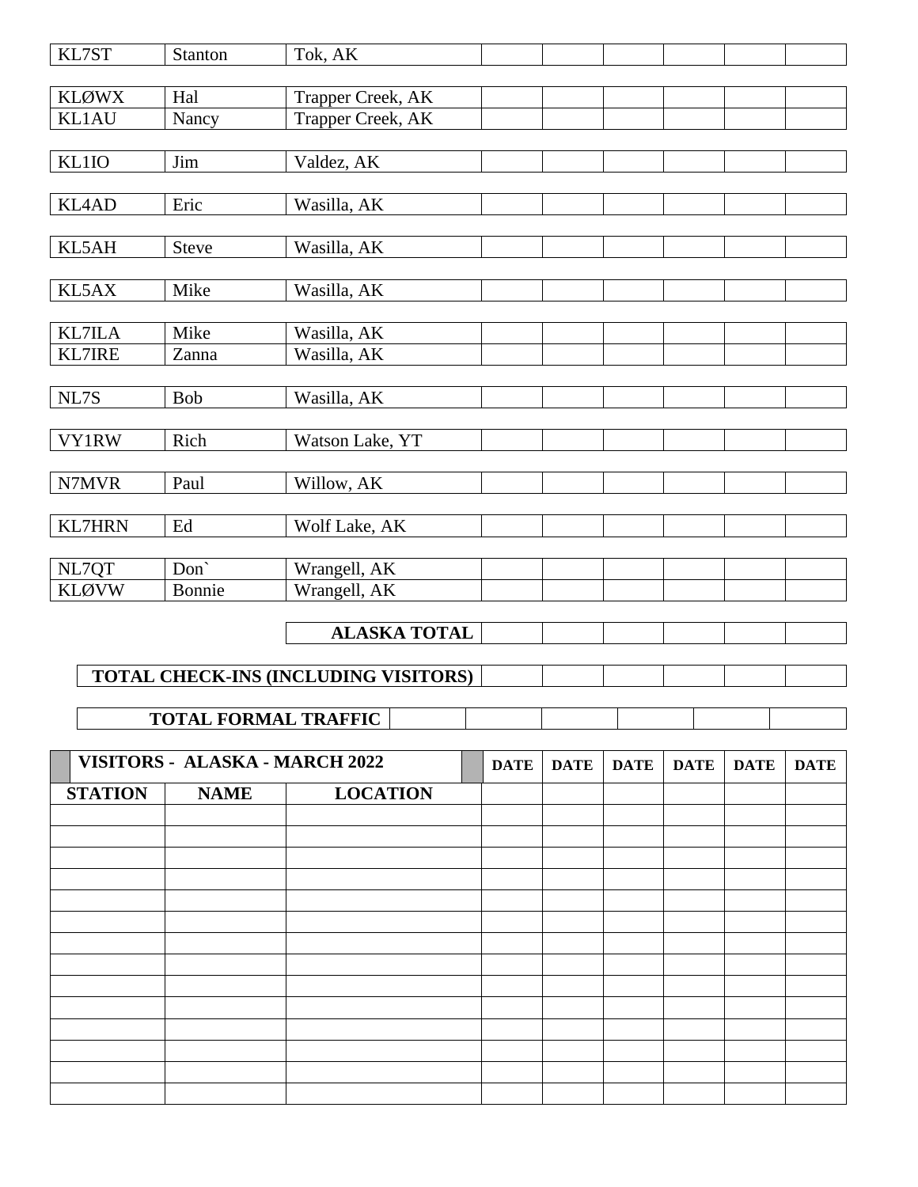| | | | | | | | | |
|---|---|---|---|---|---|---|---|---|
| KL7ST | Stanton | Tok, AK | | | | | | |
| | | | | | | | | |
| KLØWX | Hal | Trapper Creek, AK | | | | | | |
| KL1AU | Nancy | Trapper Creek, AK | | | | | | |
| | | | | | | | | |
| KL1IO | Jim | Valdez, AK | | | | | | |
| | | | | | | | | |
| KL4AD | Eric | Wasilla, AK | | | | | | |
| | | | | | | | | |
| KL5AH | Steve | Wasilla, AK | | | | | | |
| | | | | | | | | |
| KL5AX | Mike | Wasilla, AK | | | | | | |
| | | | | | | | | |
| KL7ILA | Mike | Wasilla, AK | | | | | | |
| KL7IRE | Zanna | Wasilla, AK | | | | | | |
| | | | | | | | | |
| NL7S | Bob | Wasilla, AK | | | | | | |
| | | | | | | | | |
| VY1RW | Rich | Watson Lake, YT | | | | | | |
| | | | | | | | | |
| N7MVR | Paul | Willow, AK | | | | | | |
| | | | | | | | | |
| KL7HRN | Ed | Wolf Lake, AK | | | | | | |
| | | | | | | | | |
| NL7QT | Don` | Wrangell, AK | | | | | | |
| KLØVW | Bonnie | Wrangell, AK | | | | | | |
| | | | | | | | | |
| | | **ALASKA TOTAL** | | | | | | |
| | | | | | | | | |
| **TOTAL CHECK-INS (INCLUDING VISITORS)** | | | | | | | | |
| | | | | | | | | |
| **TOTAL FORMAL TRAFFIC** | | | | | | | | |

| **VISITORS - ALASKA - MARCH 2022** | | | **DATE** | **DATE** | **DATE** | **DATE** | **DATE** | **DATE** |
|---|---|---|---|---|---|---|---|---|
| **STATION** | **NAME** | **LOCATION** | | | | | | |
| | | | | | | | | |
| | | | | | | | | |
| | | | | | | | | |
| | | | | | | | | |
| | | | | | | | | |
| | | | | | | | | |
| | | | | | | | | |
| | | | | | | | | |
| | | | | | | | | |
| | | | | | | | | |
| | | | | | | | | |
| | | | | | | | | |
| | | | | | | | | |
| | | | | | | | | |